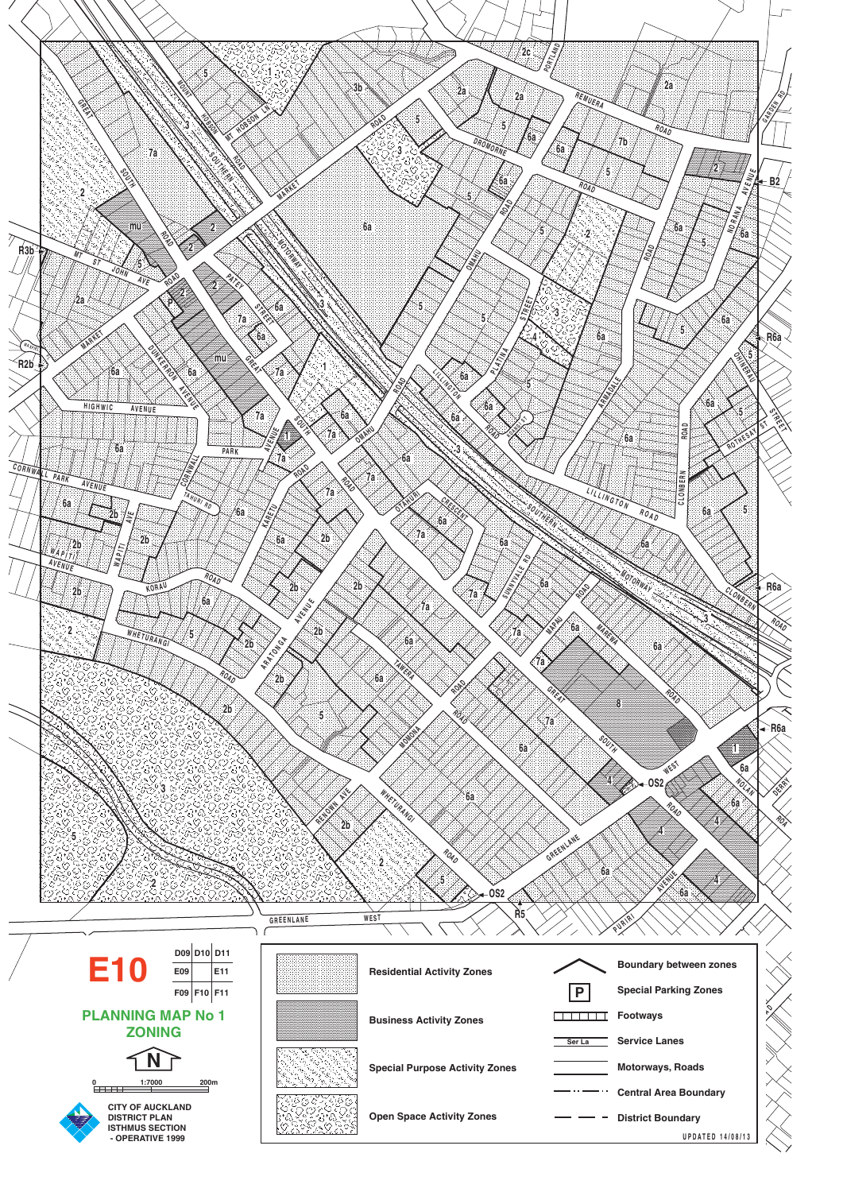# E10

| D09 | D10 | D11 |
|---|---|---|
| E09 | | E11 |
| F09 | F10 | F11 |

## PLANNING MAP No 1
## ZONING

N

0 1:7000 200m

CITY OF AUCKLAND
DISTRICT PLAN
ISTHMUS SECTION
- OPERATIVE 1999

Residential Activity Zones

Business Activity Zones

Special Purpose Activity Zones

Open Space Activity Zones

Boundary between zones

P Special Parking Zones

Footways

Ser La Service Lanes

Motorways, Roads

Central Area Boundary

District Boundary

UPDATED 14/08/13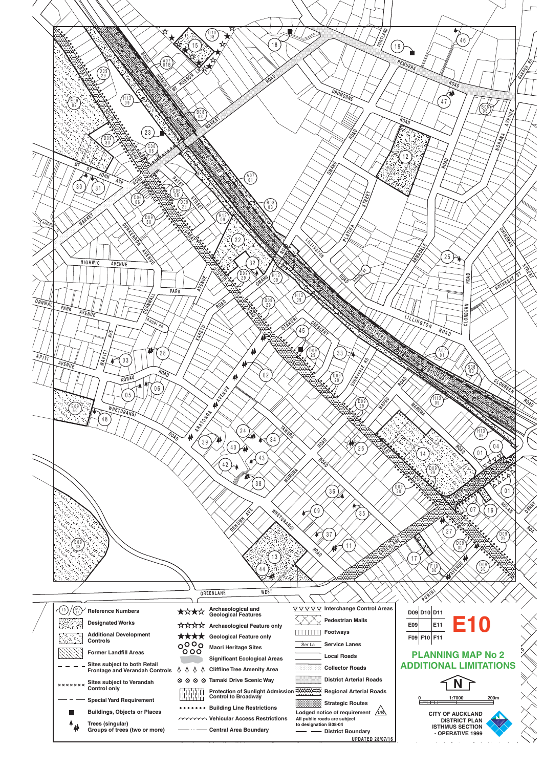# E10

## PLANNING MAP No 2 ADDITIONAL LIMITATIONS

CITY OF AUCKLAND DISTRICT PLAN ISTHMUS SECTION - OPERATIVE 1999

UPDATED 28/07/16

Scale 1:7000 (0 – 200m)

| D09 | D10 | D11 |
|---|---|---|
| E09 | | E11 |
| F09 | F10 | F11 |

### Legend

- Reference Numbers
- Designated Works
- Additional Development Controls
- Former Landfill Areas
- Sites subject to both Retail Frontage and Verandah Controls
- Sites subject to Verandah Control only
- Special Yard Requirement
- Buildings, Objects or Places
- Trees (singular) / Groups of trees (two or more)
- Archaeological and Geological Features
- Archaeological Feature only
- Geological Feature only
- Maori Heritage Sites
- Significant Ecological Areas
- Cliffline Tree Amenity Area
- Tamaki Drive Scenic Way
- Protection of Sunlight Admission Control to Broadway
- Building Line Restrictions
- Vehicular Access Restrictions
- Central Area Boundary
- Interchange Control Areas
- Pedestrian Malls
- Footways
- Service Lanes
- Local Roads
- Collector Roads
- District Arterial Roads
- Regional Arterial Roads
- Strategic Routes
- Lodged notice of requirement (LNR)
- All public roads are subject to designation B08-04
- District Boundary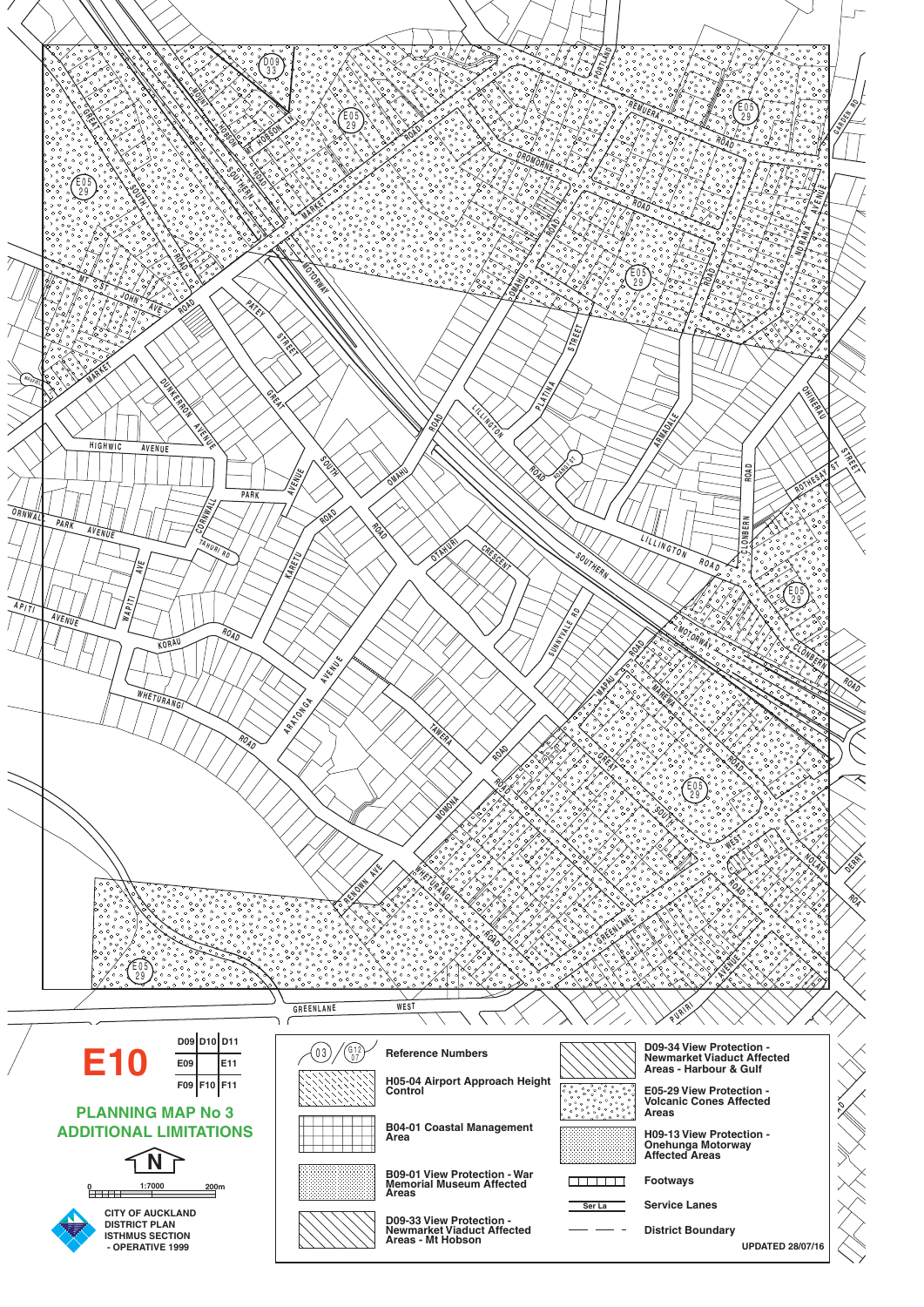# E10

| D09 | D10 | D11 |
|---|---|---|
| E09 | | E11 |
| F09 | F10 | F11 |

## PLANNING MAP No 3
## ADDITIONAL LIMITATIONS

N

0 1:7000 200m

CITY OF AUCKLAND
DISTRICT PLAN
ISTHMUS SECTION
- OPERATIVE 1999

03 G12/07 Reference Numbers

H05-04 Airport Approach Height Control

B04-01 Coastal Management Area

B09-01 View Protection - War Memorial Museum Affected Areas

D09-33 View Protection - Newmarket Viaduct Affected Areas - Mt Hobson

D09-34 View Protection - Newmarket Viaduct Affected Areas - Harbour & Gulf

E05-29 View Protection - Volcanic Cones Affected Areas

H09-13 View Protection - Onehunga Motorway Affected Areas

Footways

Ser La Service Lanes

District Boundary

UPDATED 28/07/16